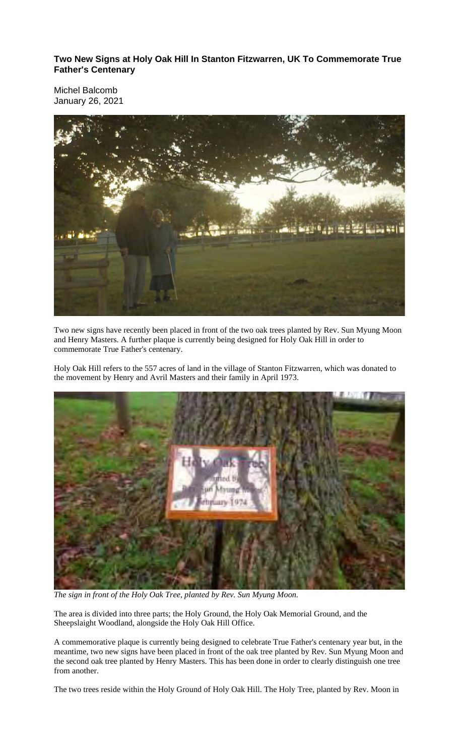**Two New Signs at Holy Oak Hill In Stanton Fitzwarren, UK To Commemorate True Father's Centenary**

Michel Balcomb
January 26, 2021

Two new signs have recently been placed in front of the two oak trees planted by Rev. Sun Myung Moon and Henry Masters. A further plaque is currently being designed for Holy Oak Hill in order to commemorate True Father's centenary.

Holy Oak Hill refers to the 557 acres of land in the village of Stanton Fitzwarren, which was donated to the movement by Henry and Avril Masters and their family in April 1973.

*The sign in front of the Holy Oak Tree, planted by Rev. Sun Myung Moon.*

The area is divided into three parts; the Holy Ground, the Holy Oak Memorial Ground, and the Sheepslaight Woodland, alongside the Holy Oak Hill Office.

A commemorative plaque is currently being designed to celebrate True Father's centenary year but, in the meantime, two new signs have been placed in front of the oak tree planted by Rev. Sun Myung Moon and the second oak tree planted by Henry Masters. This has been done in order to clearly distinguish one tree from another.

The two trees reside within the Holy Ground of Holy Oak Hill. The Holy Tree, planted by Rev. Moon in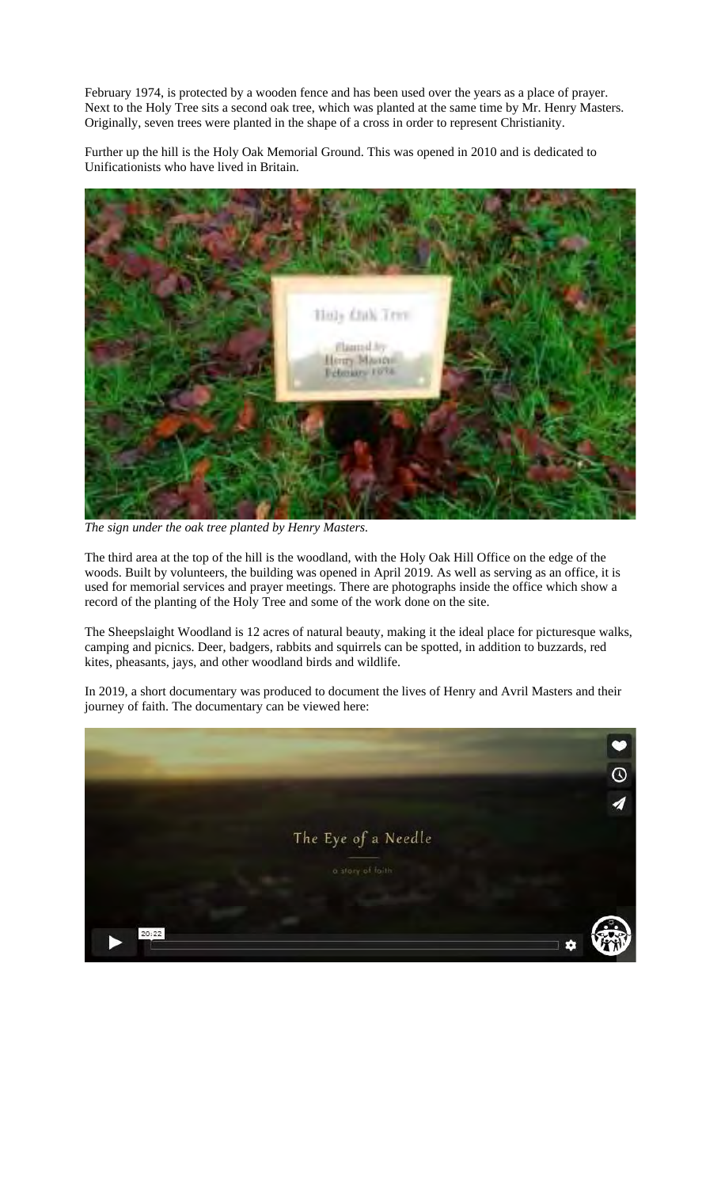February 1974, is protected by a wooden fence and has been used over the years as a place of prayer. Next to the Holy Tree sits a second oak tree, which was planted at the same time by Mr. Henry Masters. Originally, seven trees were planted in the shape of a cross in order to represent Christianity.

Further up the hill is the Holy Oak Memorial Ground. This was opened in 2010 and is dedicated to Unificationists who have lived in Britain.

*The sign under the oak tree planted by Henry Masters.*

The third area at the top of the hill is the woodland, with the Holy Oak Hill Office on the edge of the woods. Built by volunteers, the building was opened in April 2019. As well as serving as an office, it is used for memorial services and prayer meetings. There are photographs inside the office which show a record of the planting of the Holy Tree and some of the work done on the site.

The Sheepslaight Woodland is 12 acres of natural beauty, making it the ideal place for picturesque walks, camping and picnics. Deer, badgers, rabbits and squirrels can be spotted, in addition to buzzards, red kites, pheasants, jays, and other woodland birds and wildlife.

In 2019, a short documentary was produced to document the lives of Henry and Avril Masters and their journey of faith. The documentary can be viewed here: